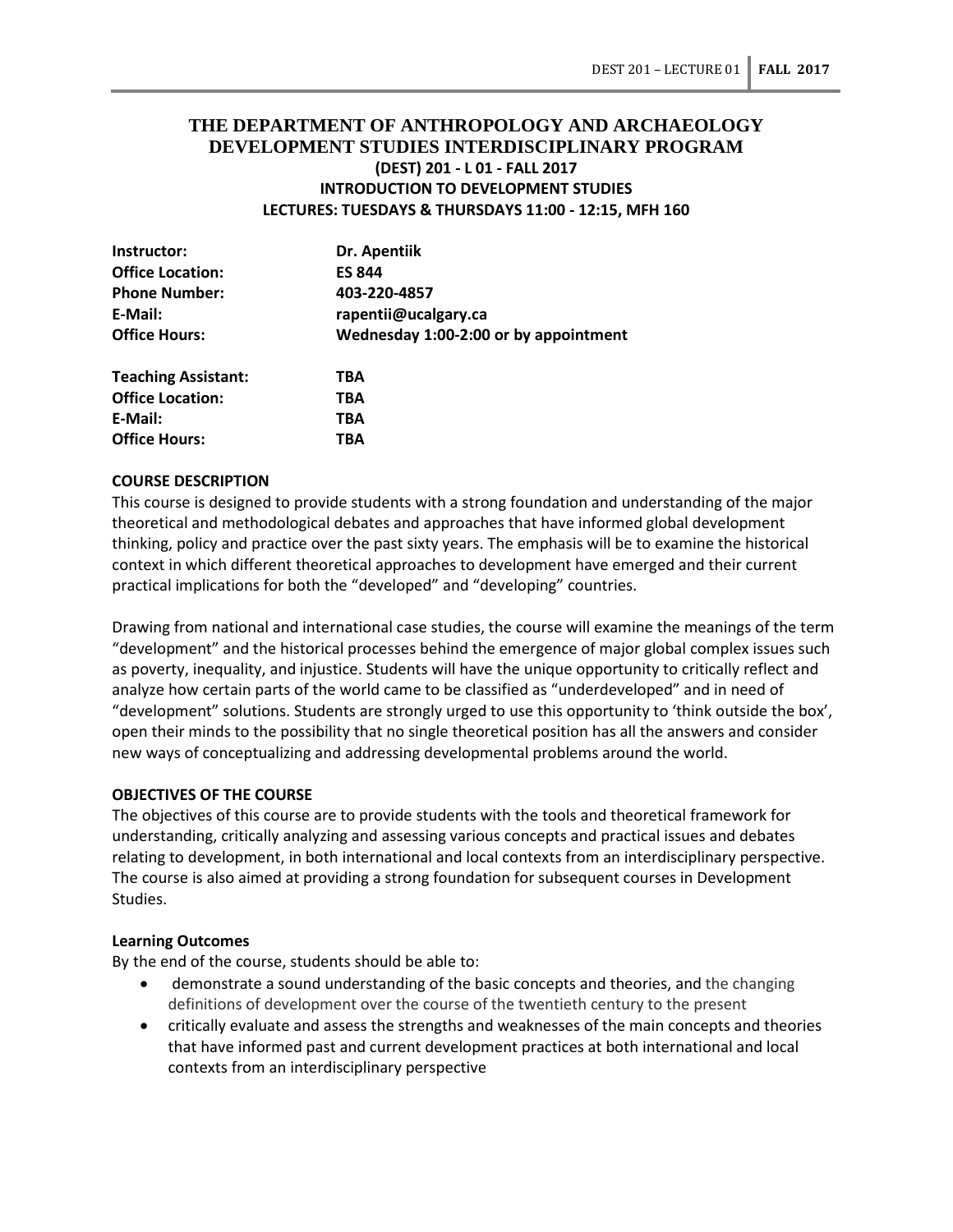# THE DEPARTMENT OF ANTHROPOLOGY AND ARCHAEOLOGY
## DEVELOPMENT STUDIES INTERDISCIPLINARY PROGRAM
### (DEST) 201 - L 01 - FALL 2017
### INTRODUCTION TO DEVELOPMENT STUDIES
### LECTURES: TUESDAYS & THURSDAYS 11:00 - 12:15, MFH 160

| | |
|---|---|
| **Instructor:** | **Dr. Apentiik** |
| **Office Location:** | **ES 844** |
| **Phone Number:** | **403-220-4857** |
| **E-Mail:** | **rapentii@ucalgary.ca** |
| **Office Hours:** | **Wednesday 1:00-2:00 or by appointment** |

| | |
|---|---|
| **Teaching Assistant:** | **TBA** |
| **Office Location:** | **TBA** |
| **E-Mail:** | **TBA** |
| **Office Hours:** | **TBA** |

**COURSE DESCRIPTION**

This course is designed to provide students with a strong foundation and understanding of the major theoretical and methodological debates and approaches that have informed global development thinking, policy and practice over the past sixty years. The emphasis will be to examine the historical context in which different theoretical approaches to development have emerged and their current practical implications for both the "developed" and "developing" countries.

Drawing from national and international case studies, the course will examine the meanings of the term "development" and the historical processes behind the emergence of major global complex issues such as poverty, inequality, and injustice. Students will have the unique opportunity to critically reflect and analyze how certain parts of the world came to be classified as "underdeveloped" and in need of "development" solutions. Students are strongly urged to use this opportunity to 'think outside the box', open their minds to the possibility that no single theoretical position has all the answers and consider new ways of conceptualizing and addressing developmental problems around the world.

**OBJECTIVES OF THE COURSE**

The objectives of this course are to provide students with the tools and theoretical framework for understanding, critically analyzing and assessing various concepts and practical issues and debates relating to development, in both international and local contexts from an interdisciplinary perspective. The course is also aimed at providing a strong foundation for subsequent courses in Development Studies.

**Learning Outcomes**

By the end of the course, students should be able to:

- demonstrate a sound understanding of the basic concepts and theories, and the changing definitions of development over the course of the twentieth century to the present
- critically evaluate and assess the strengths and weaknesses of the main concepts and theories that have informed past and current development practices at both international and local contexts from an interdisciplinary perspective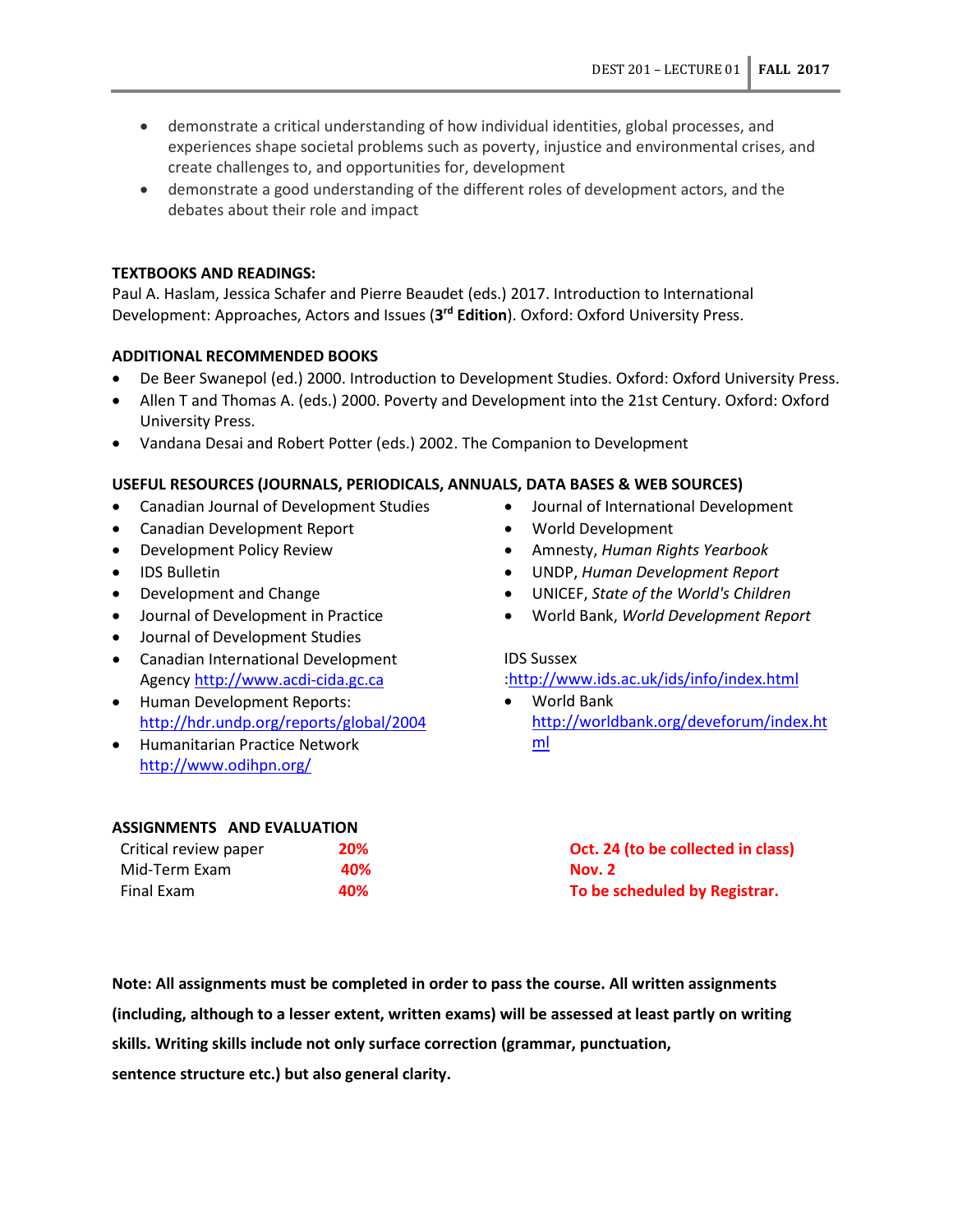- demonstrate a critical understanding of how individual identities, global processes, and experiences shape societal problems such as poverty, injustice and environmental crises, and create challenges to, and opportunities for, development
- demonstrate a good understanding of the different roles of development actors, and the debates about their role and impact

**TEXTBOOKS AND READINGS:**

Paul A. Haslam, Jessica Schafer and Pierre Beaudet (eds.) 2017. Introduction to International Development: Approaches, Actors and Issues (**3rd Edition**). Oxford: Oxford University Press.

**ADDITIONAL RECOMMENDED BOOKS**

- De Beer Swanepol (ed.) 2000. Introduction to Development Studies. Oxford: Oxford University Press.
- Allen T and Thomas A. (eds.) 2000. Poverty and Development into the 21st Century. Oxford: Oxford University Press.
- Vandana Desai and Robert Potter (eds.) 2002. The Companion to Development

**USEFUL RESOURCES (JOURNALS, PERIODICALS, ANNUALS, DATA BASES & WEB SOURCES)**

- Canadian Journal of Development Studies
- Canadian Development Report
- Development Policy Review
- IDS Bulletin
- Development and Change
- Journal of Development in Practice
- Journal of Development Studies
- Canadian International Development Agency http://www.acdi-cida.gc.ca
- Human Development Reports: http://hdr.undp.org/reports/global/2004
- Humanitarian Practice Network http://www.odihpn.org/
- Journal of International Development
- World Development
- Amnesty, *Human Rights Yearbook*
- UNDP, *Human Development Report*
- UNICEF, *State of the World's Children*
- World Bank, *World Development Report*

IDS Sussex :http://www.ids.ac.uk/ids/info/index.html

- World Bank http://worldbank.org/deveforum/index.html

**ASSIGNMENTS AND EVALUATION**

| | | |
|---|---|---|
| Critical review paper | **20%** | **Oct. 24 (to be collected in class)** |
| Mid-Term Exam | **40%** | **Nov. 2** |
| Final Exam | **40%** | **To be scheduled by Registrar.** |

**Note: All assignments must be completed in order to pass the course. All written assignments (including, although to a lesser extent, written exams) will be assessed at least partly on writing skills. Writing skills include not only surface correction (grammar, punctuation, sentence structure etc.) but also general clarity.**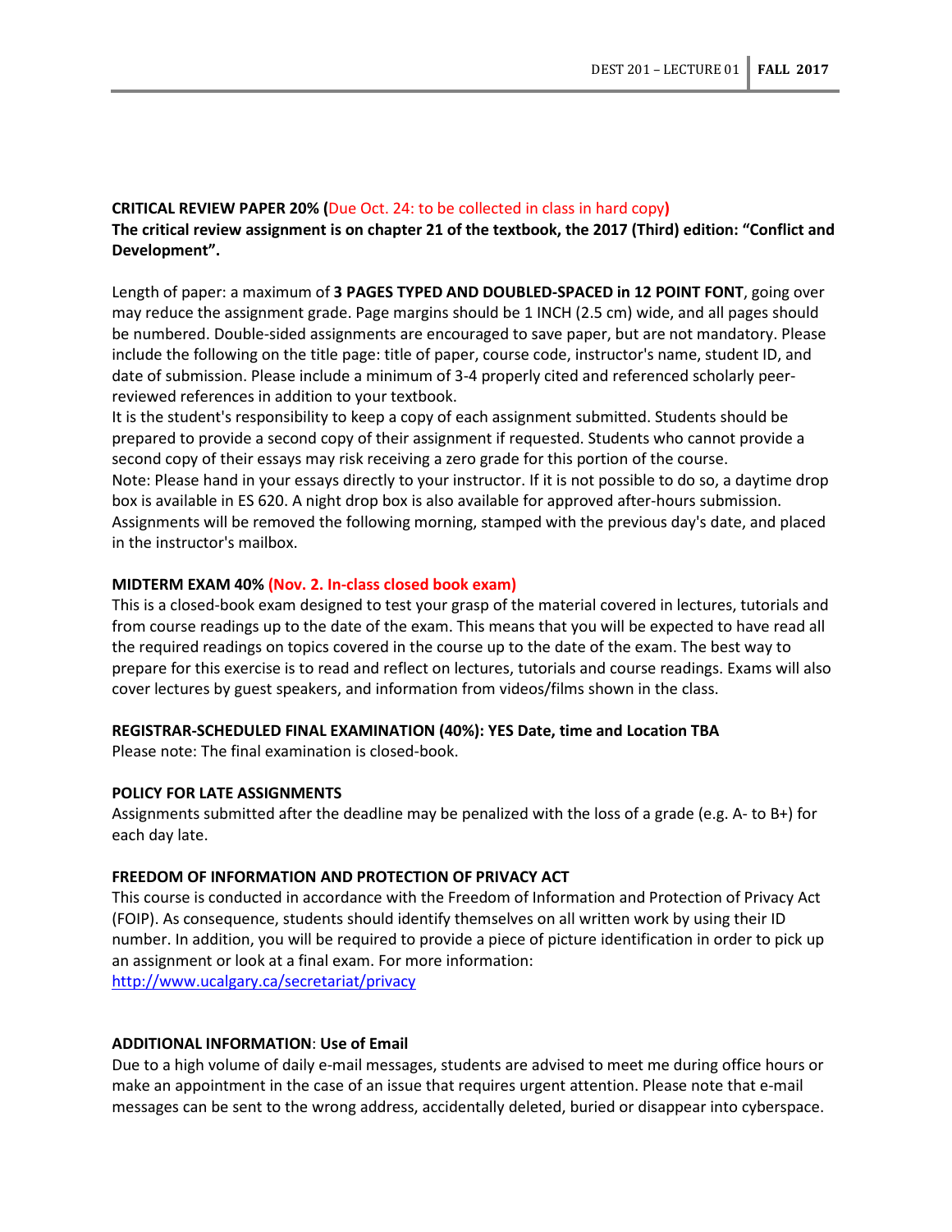**CRITICAL REVIEW PAPER 20% (**Due Oct. 24: to be collected in class in hard copy**)**
**The critical review assignment is on chapter 21 of the textbook, the 2017 (Third) edition: "Conflict and Development".**

Length of paper: a maximum of **3 PAGES TYPED AND DOUBLED-SPACED in 12 POINT FONT**, going over may reduce the assignment grade. Page margins should be 1 INCH (2.5 cm) wide, and all pages should be numbered. Double-sided assignments are encouraged to save paper, but are not mandatory. Please include the following on the title page: title of paper, course code, instructor's name, student ID, and date of submission. Please include a minimum of 3-4 properly cited and referenced scholarly peer-reviewed references in addition to your textbook.
It is the student's responsibility to keep a copy of each assignment submitted. Students should be prepared to provide a second copy of their assignment if requested. Students who cannot provide a second copy of their essays may risk receiving a zero grade for this portion of the course.
Note: Please hand in your essays directly to your instructor. If it is not possible to do so, a daytime drop box is available in ES 620. A night drop box is also available for approved after-hours submission. Assignments will be removed the following morning, stamped with the previous day's date, and placed in the instructor's mailbox.

**MIDTERM EXAM 40% (Nov. 2. In-class closed book exam)**
This is a closed-book exam designed to test your grasp of the material covered in lectures, tutorials and from course readings up to the date of the exam. This means that you will be expected to have read all the required readings on topics covered in the course up to the date of the exam. The best way to prepare for this exercise is to read and reflect on lectures, tutorials and course readings. Exams will also cover lectures by guest speakers, and information from videos/films shown in the class.

**REGISTRAR-SCHEDULED FINAL EXAMINATION (40%): YES Date, time and Location TBA**
Please note: The final examination is closed-book.

**POLICY FOR LATE ASSIGNMENTS**
Assignments submitted after the deadline may be penalized with the loss of a grade (e.g. A- to B+) for each day late.

**FREEDOM OF INFORMATION AND PROTECTION OF PRIVACY ACT**
This course is conducted in accordance with the Freedom of Information and Protection of Privacy Act (FOIP). As consequence, students should identify themselves on all written work by using their ID number. In addition, you will be required to provide a piece of picture identification in order to pick up an assignment or look at a final exam. For more information:
[http://www.ucalgary.ca/secretariat/privacy](http://www.ucalgary.ca/secretariat/privacy)

**ADDITIONAL INFORMATION**: **Use of Email**
Due to a high volume of daily e-mail messages, students are advised to meet me during office hours or make an appointment in the case of an issue that requires urgent attention. Please note that e-mail messages can be sent to the wrong address, accidentally deleted, buried or disappear into cyberspace.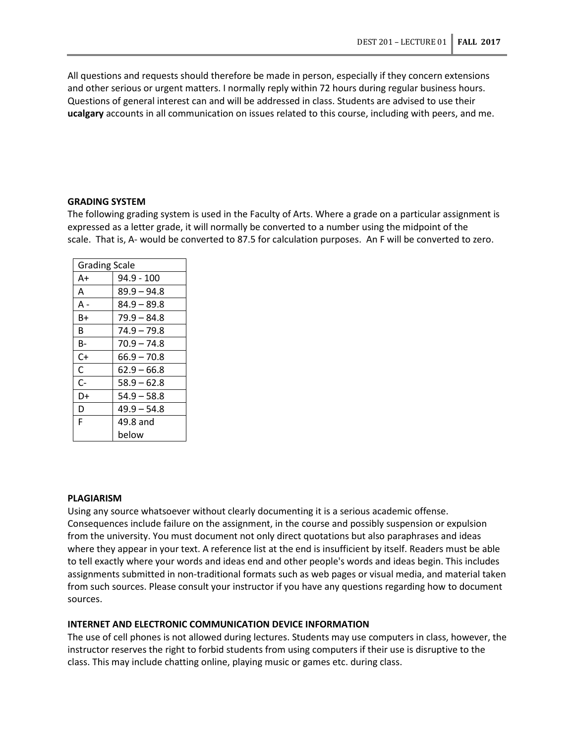All questions and requests should therefore be made in person, especially if they concern extensions and other serious or urgent matters. I normally reply within 72 hours during regular business hours. Questions of general interest can and will be addressed in class. Students are advised to use their **ucalgary** accounts in all communication on issues related to this course, including with peers, and me.

**GRADING SYSTEM**

The following grading system is used in the Faculty of Arts. Where a grade on a particular assignment is expressed as a letter grade, it will normally be converted to a number using the midpoint of the scale. That is, A- would be converted to 87.5 for calculation purposes. An F will be converted to zero.

| Grading Scale | |
|---|---|
| A+ | 94.9 - 100 |
| A | 89.9 – 94.8 |
| A - | 84.9 – 89.8 |
| B+ | 79.9 – 84.8 |
| B | 74.9 – 79.8 |
| B- | 70.9 – 74.8 |
| C+ | 66.9 – 70.8 |
| C | 62.9 – 66.8 |
| C- | 58.9 – 62.8 |
| D+ | 54.9 – 58.8 |
| D | 49.9 – 54.8 |
| F | 49.8 and below |

**PLAGIARISM**

Using any source whatsoever without clearly documenting it is a serious academic offense. Consequences include failure on the assignment, in the course and possibly suspension or expulsion from the university. You must document not only direct quotations but also paraphrases and ideas where they appear in your text. A reference list at the end is insufficient by itself. Readers must be able to tell exactly where your words and ideas end and other people's words and ideas begin. This includes assignments submitted in non-traditional formats such as web pages or visual media, and material taken from such sources. Please consult your instructor if you have any questions regarding how to document sources.

**INTERNET AND ELECTRONIC COMMUNICATION DEVICE INFORMATION**

The use of cell phones is not allowed during lectures. Students may use computers in class, however, the instructor reserves the right to forbid students from using computers if their use is disruptive to the class. This may include chatting online, playing music or games etc. during class.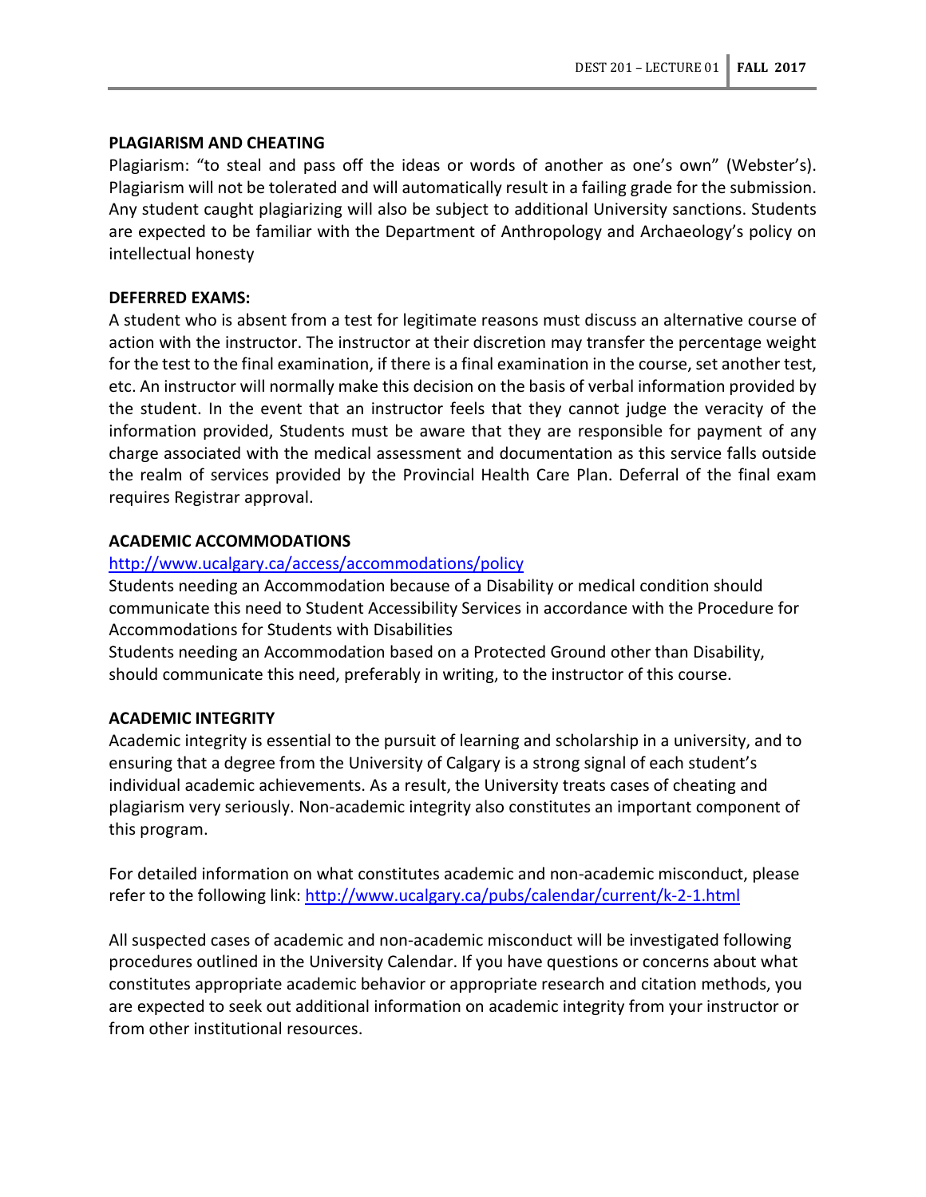**PLAGIARISM AND CHEATING**

Plagiarism: "to steal and pass off the ideas or words of another as one's own" (Webster's). Plagiarism will not be tolerated and will automatically result in a failing grade for the submission. Any student caught plagiarizing will also be subject to additional University sanctions. Students are expected to be familiar with the Department of Anthropology and Archaeology's policy on intellectual honesty

**DEFERRED EXAMS:**

A student who is absent from a test for legitimate reasons must discuss an alternative course of action with the instructor. The instructor at their discretion may transfer the percentage weight for the test to the final examination, if there is a final examination in the course, set another test, etc. An instructor will normally make this decision on the basis of verbal information provided by the student. In the event that an instructor feels that they cannot judge the veracity of the information provided, Students must be aware that they are responsible for payment of any charge associated with the medical assessment and documentation as this service falls outside the realm of services provided by the Provincial Health Care Plan. Deferral of the final exam requires Registrar approval.

**ACADEMIC ACCOMMODATIONS**

[http://www.ucalgary.ca/access/accommodations/policy](http://www.ucalgary.ca/access/accommodations/policy)

Students needing an Accommodation because of a Disability or medical condition should communicate this need to Student Accessibility Services in accordance with the Procedure for Accommodations for Students with Disabilities

Students needing an Accommodation based on a Protected Ground other than Disability, should communicate this need, preferably in writing, to the instructor of this course.

**ACADEMIC INTEGRITY**

Academic integrity is essential to the pursuit of learning and scholarship in a university, and to ensuring that a degree from the University of Calgary is a strong signal of each student's individual academic achievements. As a result, the University treats cases of cheating and plagiarism very seriously. Non-academic integrity also constitutes an important component of this program.

For detailed information on what constitutes academic and non-academic misconduct, please refer to the following link: [http://www.ucalgary.ca/pubs/calendar/current/k-2-1.html](http://www.ucalgary.ca/pubs/calendar/current/k-2-1.html)

All suspected cases of academic and non-academic misconduct will be investigated following procedures outlined in the University Calendar. If you have questions or concerns about what constitutes appropriate academic behavior or appropriate research and citation methods, you are expected to seek out additional information on academic integrity from your instructor or from other institutional resources.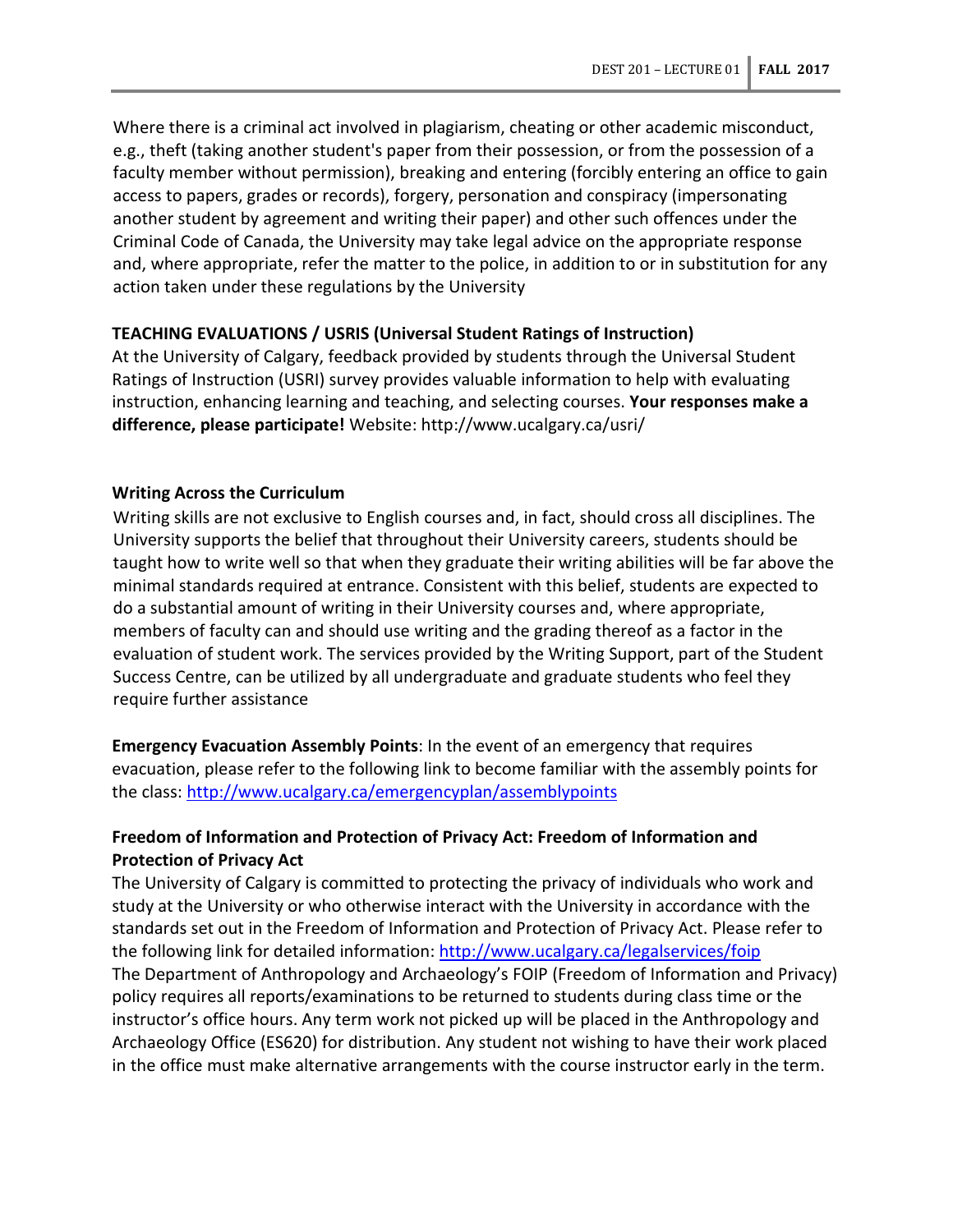Where there is a criminal act involved in plagiarism, cheating or other academic misconduct, e.g., theft (taking another student's paper from their possession, or from the possession of a faculty member without permission), breaking and entering (forcibly entering an office to gain access to papers, grades or records), forgery, personation and conspiracy (impersonating another student by agreement and writing their paper) and other such offences under the Criminal Code of Canada, the University may take legal advice on the appropriate response and, where appropriate, refer the matter to the police, in addition to or in substitution for any action taken under these regulations by the University

**TEACHING EVALUATIONS / USRIS (Universal Student Ratings of Instruction)**

At the University of Calgary, feedback provided by students through the Universal Student Ratings of Instruction (USRI) survey provides valuable information to help with evaluating instruction, enhancing learning and teaching, and selecting courses. **Your responses make a difference, please participate!** Website: http://www.ucalgary.ca/usri/

**Writing Across the Curriculum**

Writing skills are not exclusive to English courses and, in fact, should cross all disciplines. The University supports the belief that throughout their University careers, students should be taught how to write well so that when they graduate their writing abilities will be far above the minimal standards required at entrance. Consistent with this belief, students are expected to do a substantial amount of writing in their University courses and, where appropriate, members of faculty can and should use writing and the grading thereof as a factor in the evaluation of student work. The services provided by the Writing Support, part of the Student Success Centre, can be utilized by all undergraduate and graduate students who feel they require further assistance

**Emergency Evacuation Assembly Points**: In the event of an emergency that requires evacuation, please refer to the following link to become familiar with the assembly points for the class: http://www.ucalgary.ca/emergencyplan/assemblypoints

**Freedom of Information and Protection of Privacy Act: Freedom of Information and Protection of Privacy Act**

The University of Calgary is committed to protecting the privacy of individuals who work and study at the University or who otherwise interact with the University in accordance with the standards set out in the Freedom of Information and Protection of Privacy Act. Please refer to the following link for detailed information: http://www.ucalgary.ca/legalservices/foip

The Department of Anthropology and Archaeology's FOIP (Freedom of Information and Privacy) policy requires all reports/examinations to be returned to students during class time or the instructor's office hours. Any term work not picked up will be placed in the Anthropology and Archaeology Office (ES620) for distribution. Any student not wishing to have their work placed in the office must make alternative arrangements with the course instructor early in the term.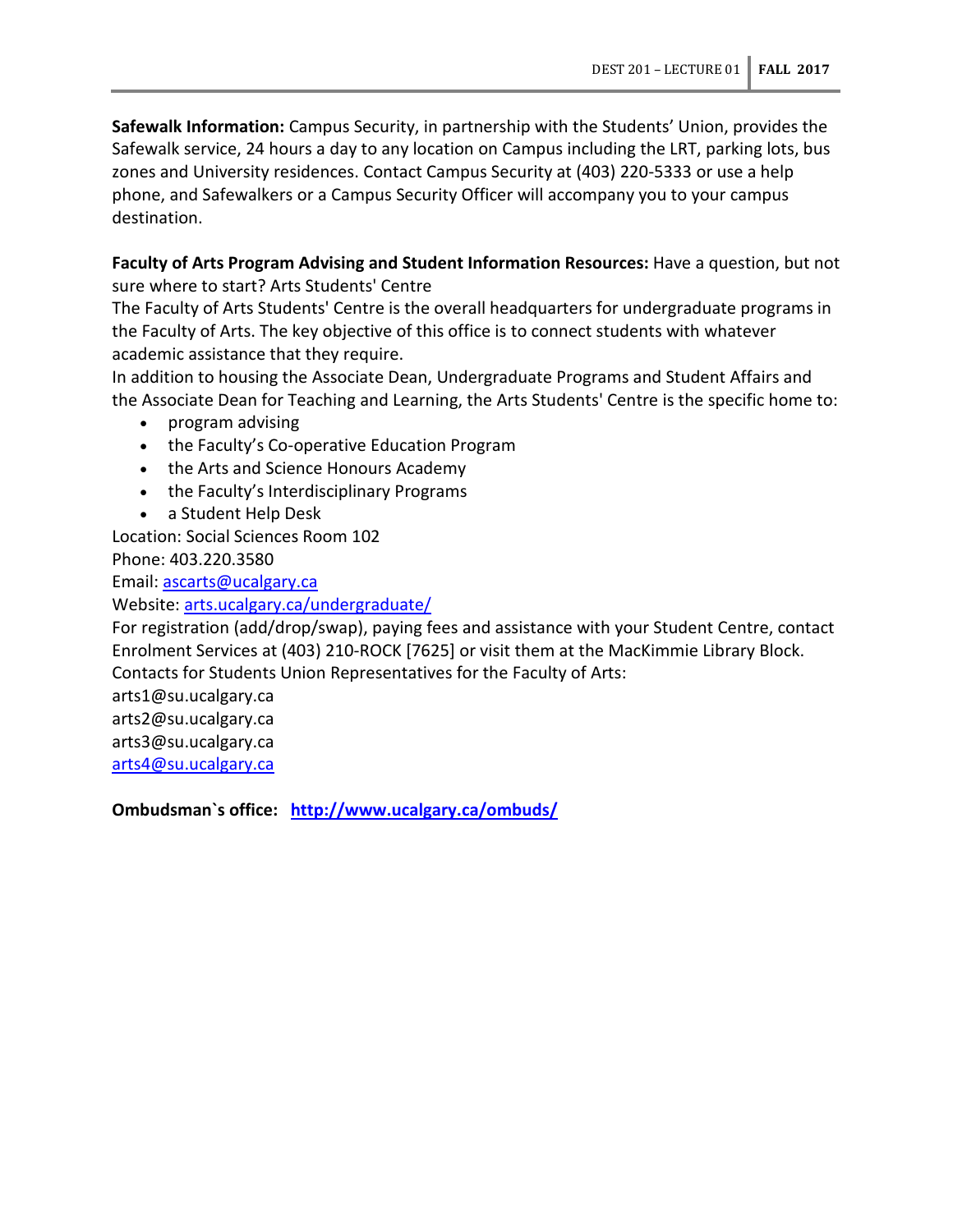**Safewalk Information:** Campus Security, in partnership with the Students' Union, provides the Safewalk service, 24 hours a day to any location on Campus including the LRT, parking lots, bus zones and University residences. Contact Campus Security at (403) 220-5333 or use a help phone, and Safewalkers or a Campus Security Officer will accompany you to your campus destination.

**Faculty of Arts Program Advising and Student Information Resources:** Have a question, but not sure where to start? Arts Students' Centre
The Faculty of Arts Students' Centre is the overall headquarters for undergraduate programs in the Faculty of Arts. The key objective of this office is to connect students with whatever academic assistance that they require.
In addition to housing the Associate Dean, Undergraduate Programs and Student Affairs and the Associate Dean for Teaching and Learning, the Arts Students' Centre is the specific home to:

- program advising
- the Faculty's Co-operative Education Program
- the Arts and Science Honours Academy
- the Faculty's Interdisciplinary Programs
- a Student Help Desk

Location: Social Sciences Room 102
Phone: 403.220.3580
Email: ascarts@ucalgary.ca
Website: arts.ucalgary.ca/undergraduate/
For registration (add/drop/swap), paying fees and assistance with your Student Centre, contact Enrolment Services at (403) 210-ROCK [7625] or visit them at the MacKimmie Library Block.
Contacts for Students Union Representatives for the Faculty of Arts:
arts1@su.ucalgary.ca
arts2@su.ucalgary.ca
arts3@su.ucalgary.ca
arts4@su.ucalgary.ca

**Ombudsman`s office:** **http://www.ucalgary.ca/ombuds/**